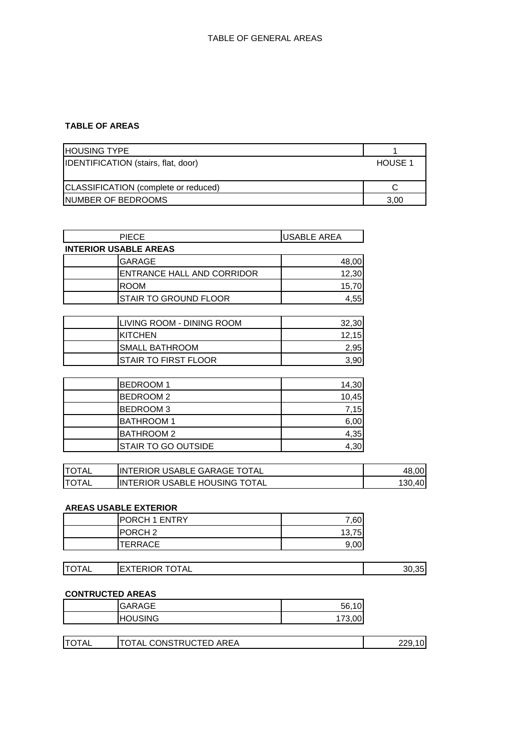TABLE OF GENERAL AREAS

**TABLE OF AREAS**

| | |
|---|---|
| HOUSING TYPE | 1 |
| IDENTIFICATION (stairs, flat, door) | HOUSE 1 |
| CLASSIFICATION (complete or reduced) | C |
| NUMBER OF BEDROOMS | 3,00 |

| | PIECE | USABLE AREA | |
|---|---|---|---|
| **INTERIOR USABLE AREAS** | | | |
| | GARAGE | 48,00 | |
| | ENTRANCE HALL AND CORRIDOR | 12,30 | |
| | ROOM | 15,70 | |
| | STAIR TO GROUND FLOOR | 4,55 | |
| | LIVING ROOM - DINING ROOM | 32,30 | |
| | KITCHEN | 12,15 | |
| | SMALL BATHROOM | 2,95 | |
| | STAIR TO FIRST FLOOR | 3,90 | |
| | BEDROOM 1 | 14,30 | |
| | BEDROOM 2 | 10,45 | |
| | BEDROOM 3 | 7,15 | |
| | BATHROOM 1 | 6,00 | |
| | BATHROOM 2 | 4,35 | |
| | STAIR TO GO OUTSIDE | 4,30 | |
| TOTAL | INTERIOR USABLE GARAGE TOTAL | | 48,00 |
| TOTAL | INTERIOR USABLE HOUSING TOTAL | | 130,40 |

**AREAS USABLE EXTERIOR**

| | | | |
|---|---|---|---|
| | PORCH 1 ENTRY | 7,60 | |
| | PORCH 2 | 13,75 | |
| | TERRACE | 9,00 | |
| TOTAL | EXTERIOR TOTAL | | 30,35 |

**CONTRUCTED AREAS**

| | | | |
|---|---|---|---|
| | GARAGE | 56,10 | |
| | HOUSING | 173,00 | |
| TOTAL | TOTAL CONSTRUCTED AREA | | 229,10 |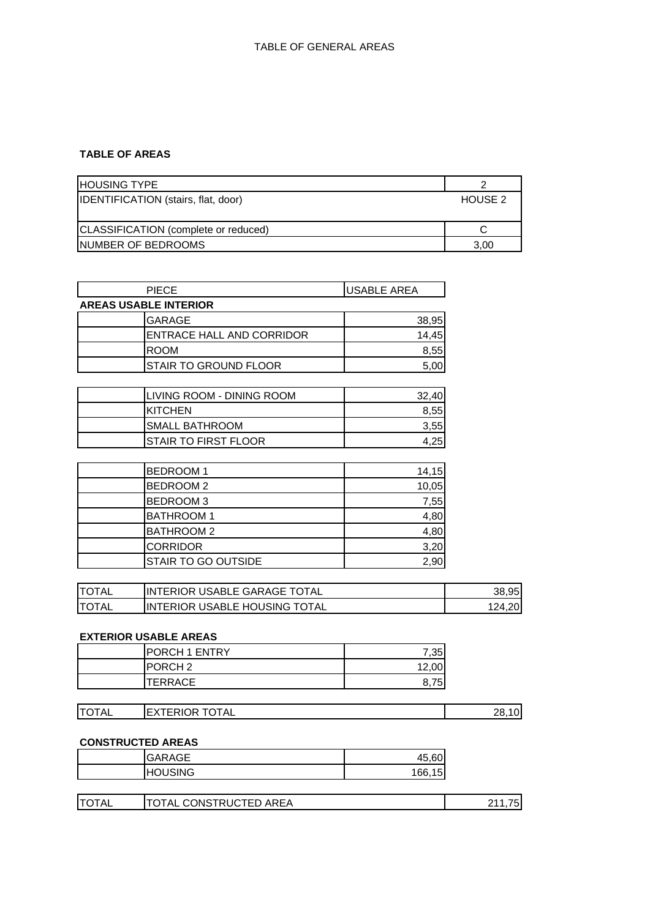TABLE OF GENERAL AREAS

**TABLE OF AREAS**

| | |
|---|---|
| HOUSING TYPE | 2 |
| IDENTIFICATION (stairs, flat, door) | HOUSE 2 |
| CLASSIFICATION (complete or reduced) | C |
| NUMBER OF BEDROOMS | 3,00 |

| | PIECE | USABLE AREA | |
|---|---|---|---|
| **AREAS USABLE INTERIOR** | | | |
| | GARAGE | 38,95 | |
| | ENTRACE HALL AND CORRIDOR | 14,45 | |
| | ROOM | 8,55 | |
| | STAIR TO GROUND FLOOR | 5,00 | |
| | LIVING ROOM - DINING ROOM | 32,40 | |
| | KITCHEN | 8,55 | |
| | SMALL BATHROOM | 3,55 | |
| | STAIR TO FIRST FLOOR | 4,25 | |
| | BEDROOM 1 | 14,15 | |
| | BEDROOM 2 | 10,05 | |
| | BEDROOM 3 | 7,55 | |
| | BATHROOM 1 | 4,80 | |
| | BATHROOM 2 | 4,80 | |
| | CORRIDOR | 3,20 | |
| | STAIR TO GO OUTSIDE | 2,90 | |
| TOTAL | INTERIOR USABLE GARAGE TOTAL | | 38,95 |
| TOTAL | INTERIOR USABLE HOUSING TOTAL | | 124,20 |

**EXTERIOR USABLE AREAS**

| | | | |
|---|---|---|---|
| | PORCH 1 ENTRY | 7,35 | |
| | PORCH 2 | 12,00 | |
| | TERRACE | 8,75 | |
| TOTAL | EXTERIOR TOTAL | | 28,10 |

**CONSTRUCTED AREAS**

| | | | |
|---|---|---|---|
| | GARAGE | 45,60 | |
| | HOUSING | 166,15 | |
| TOTAL | TOTAL CONSTRUCTED AREA | | 211,75 |